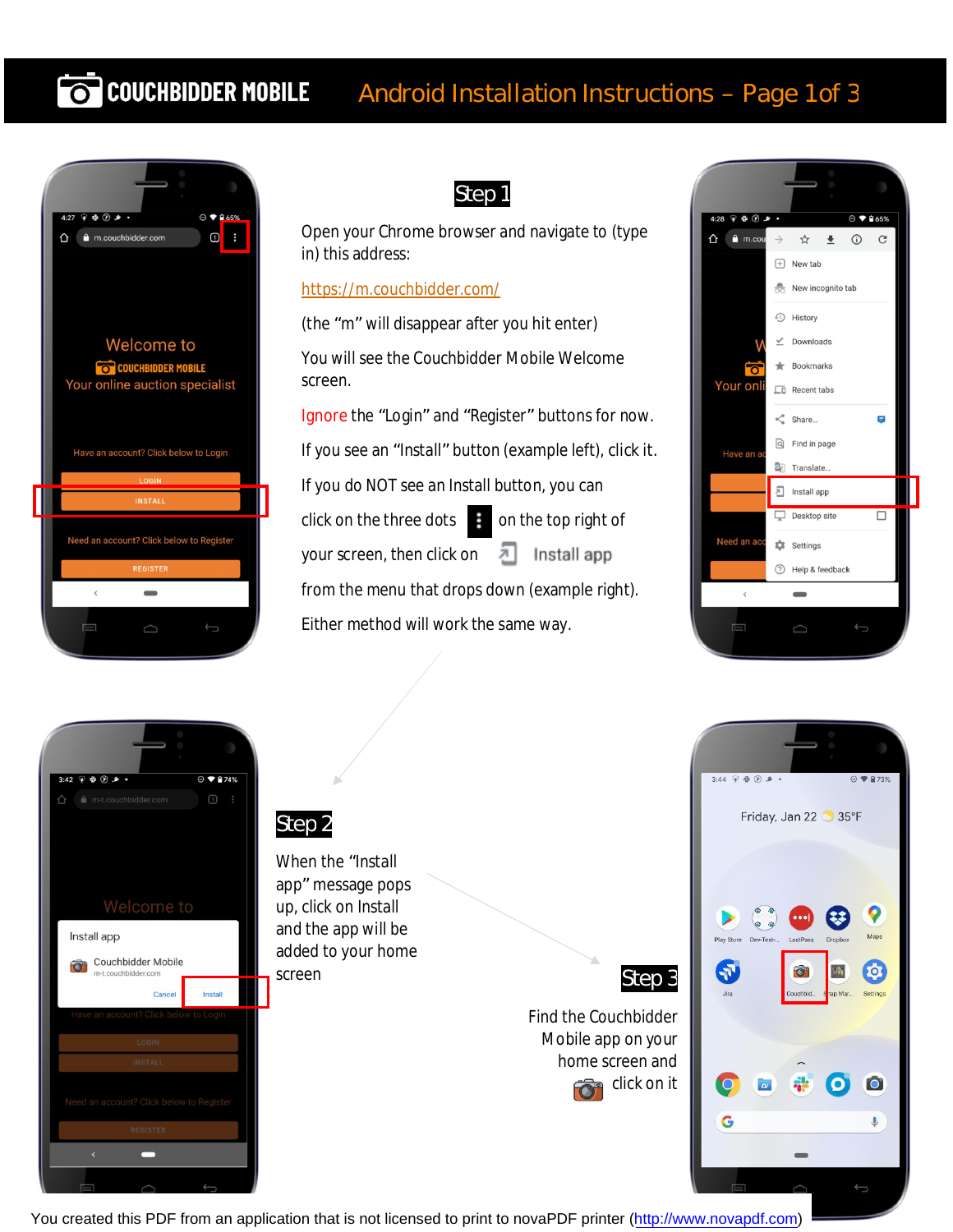# COUCHBIDDER MOBILE — Android Installation Instructions – Page 1of 3

## Step 1

Open your Chrome browser and navigate to (type in) this address:

[https://m.couchbidder.com/](https://m.couchbidder.com/)

(the "m" will disappear after you hit enter)

You will see the Couchbidder Mobile Welcome screen.

Ignore the "Login" and "Register" buttons for now.

If you see an "Install" button (example left), click it.

If you do NOT see an Install button, you can click on the three dots ⋮ on the top right of your screen, then click on Install app from the menu that drops down (example right).

Either method will work the same way.

## Step 2

When the "Install app" message pops up, click on Install and the app will be added to your home screen

## Step 3

Find the Couchbidder Mobile app on your home screen and click on it

You created this PDF from an application that is not licensed to print to novaPDF printer ([http://www.novapdf.com](http://www.novapdf.com))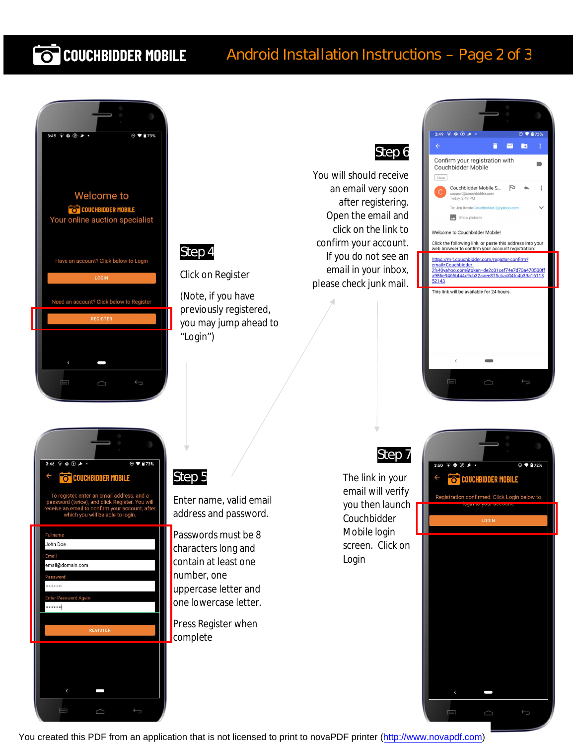# COUCHBIDDER MOBILE — Android Installation Instructions – Page 2 of 3

## Step 4

Click on Register

(Note, if you have previously registered, you may jump ahead to "Login")

## Step 5

Enter name, valid email address and password.

Passwords must be 8 characters long and contain at least one number, one uppercase letter and one lowercase letter.

Press Register when complete

## Step 6

You will should receive an email very soon after registering. Open the email and click on the link to confirm your account. If you do not see an email in your inbox, please check junk mail.

## Step 7

The link in your email will verify you then launch Couchbidder Mobile login screen. Click on Login

You created this PDF from an application that is not licensed to print to novaPDF printer (http://www.novapdf.com)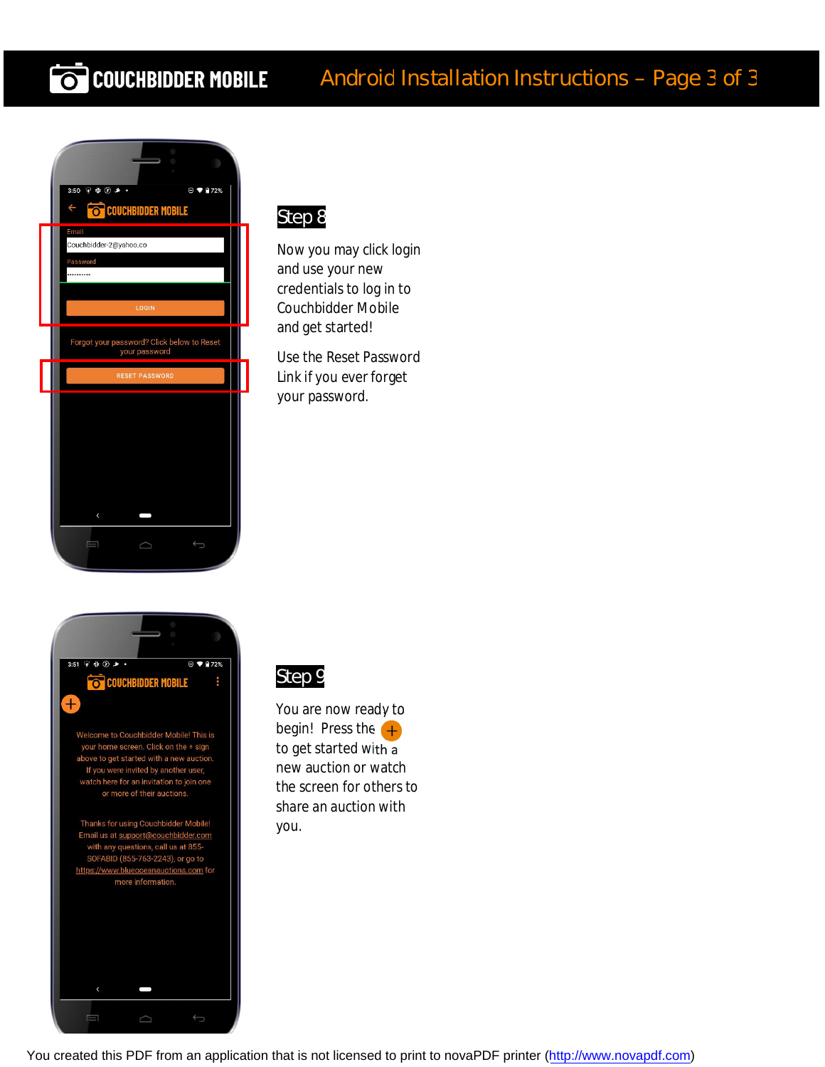# COUCHBIDDER MOBILE — Android Installation Instructions – Page 3 of 3

## Step 8

Now you may click login and use your new credentials to log in to Couchbidder Mobile and get started!

Use the Reset Password Link if you ever forget your password.

## Step 9

You are now ready to begin! Press the + to get started with a new auction or watch the screen for others to share an auction with you.

You created this PDF from an application that is not licensed to print to novaPDF printer (http://www.novapdf.com)